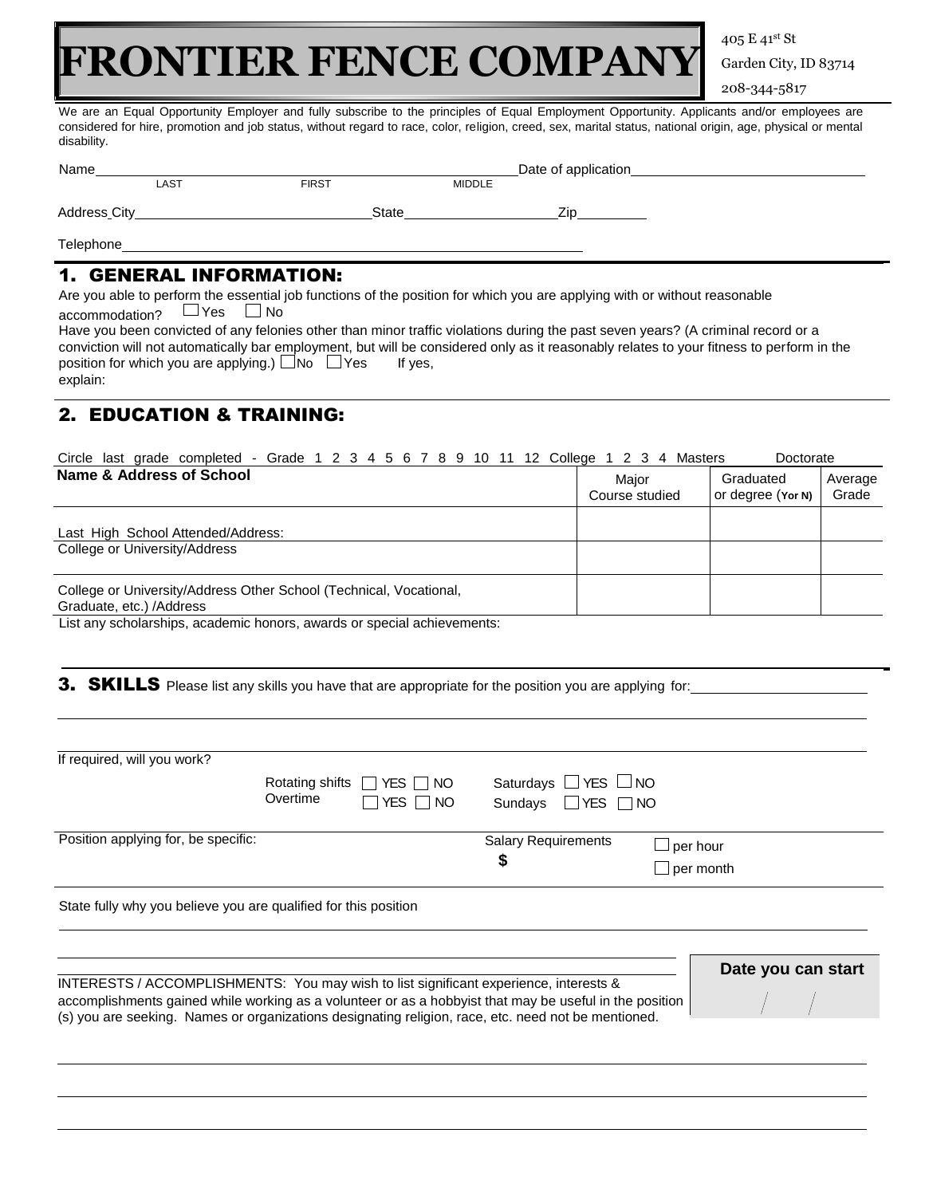# FRONTIER FENCE COMPANY

405 E 41st St
Garden City, ID 83714
208-344-5817

We are an Equal Opportunity Employer and fully subscribe to the principles of Equal Employment Opportunity. Applicants and/or employees are considered for hire, promotion and job status, without regard to race, color, religion, creed, sex, marital status, national origin, age, physical or mental disability.

Name ______________________________ Date of application ______________________________
LAST FIRST MIDDLE

Address City ______________________________ State ____________________ Zip __________

Telephone ____________________________________________________________

## 1. GENERAL INFORMATION:

Are you able to perform the essential job functions of the position for which you are applying with or without reasonable accommodation? ☐ Yes ☐ No

Have you been convicted of any felonies other than minor traffic violations during the past seven years? (A criminal record or a conviction will not automatically bar employment, but will be considered only as it reasonably relates to your fitness to perform in the position for which you are applying.) ☐ No ☐ Yes If yes, explain:

## 2. EDUCATION & TRAINING:

Circle last grade completed - Grade 1 2 3 4 5 6 7 8 9 10 11 12 College 1 2 3 4 Masters Doctorate

| Name & Address of School | Major Course studied | Graduated or degree (Y or N) | Average Grade |
|---|---|---|---|
| Last High School Attended/Address: | | | |
| College or University/Address | | | |
| College or University/Address Other School (Technical, Vocational, Graduate, etc.) /Address | | | |

List any scholarships, academic honors, awards or special achievements:

## 3. SKILLS

Please list any skills you have that are appropriate for the position you are applying for: ______________________

If required, will you work?

Rotating shifts ☐ YES ☐ NO Saturdays ☐ YES ☐ NO
Overtime ☐ YES ☐ NO Sundays ☐ YES ☐ NO

Position applying for, be specific: Salary Requirements $ ☐ per hour ☐ per month

State fully why you believe you are qualified for this position

**Date you can start** / /

INTERESTS / ACCOMPLISHMENTS: You may wish to list significant experience, interests & accomplishments gained while working as a volunteer or as a hobbyist that may be useful in the position (s) you are seeking. Names or organizations designating religion, race, etc. need not be mentioned.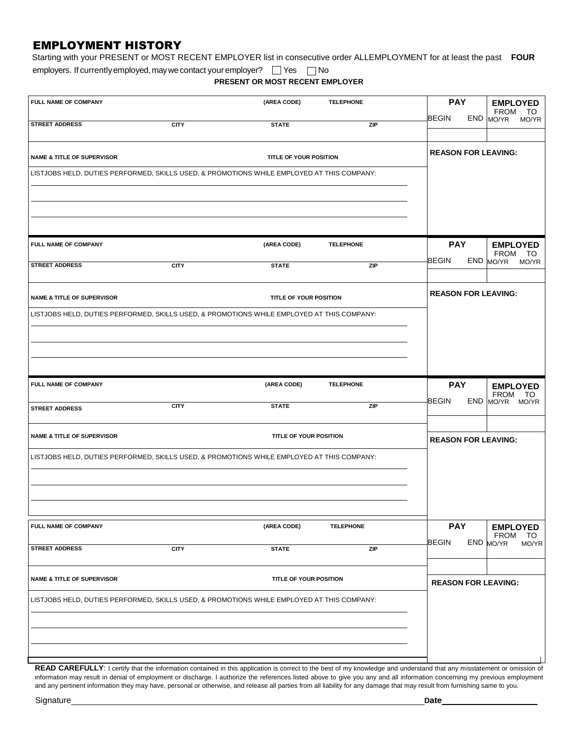# EMPLOYMENT HISTORY

Starting with your PRESENT or MOST RECENT EMPLOYER list in consecutive order ALLEMPLOYMENT for at least the past **FOUR** employers. If currently employed, may we contact your employer? ☐ Yes ☐ No

**PRESENT OR MOST RECENT EMPLOYER**

| | | | | | |
|---|---|---|---|---|---|
| **FULL NAME OF COMPANY** | | **(AREA CODE)** | **TELEPHONE** | **PAY** BEGIN END | **EMPLOYED** FROM MO/YR TO MO/YR |
| **STREET ADDRESS** | **CITY** | **STATE** | **ZIP** | | |
| **NAME & TITLE OF SUPERVISOR** | | **TITLE OF YOUR POSITION** | | **REASON FOR LEAVING:** | |
| LISTJOBS HELD, DUTIES PERFORMED, SKILLS USED, & PROMOTIONS WHILE EMPLOYED AT THIS COMPANY: | | | | | |

| | | | | | |
|---|---|---|---|---|---|
| **FULL NAME OF COMPANY** | | **(AREA CODE)** | **TELEPHONE** | **PAY** BEGIN END | **EMPLOYED** FROM MO/YR TO MO/YR |
| **STREET ADDRESS** | **CITY** | **STATE** | **ZIP** | | |
| **NAME & TITLE OF SUPERVISOR** | | **TITLE OF YOUR POSITION** | | **REASON FOR LEAVING:** | |
| LISTJOBS HELD, DUTIES PERFORMED, SKILLS USED, & PROMOTIONS WHILE EMPLOYED AT THIS COMPANY: | | | | | |

| | | | | | |
|---|---|---|---|---|---|
| **FULL NAME OF COMPANY** | | **(AREA CODE)** | **TELEPHONE** | **PAY** BEGIN END | **EMPLOYED** FROM MO/YR TO MO/YR |
| **STREET ADDRESS** | **CITY** | **STATE** | **ZIP** | | |
| **NAME & TITLE OF SUPERVISOR** | | **TITLE OF YOUR POSITION** | | **REASON FOR LEAVING:** | |
| LISTJOBS HELD, DUTIES PERFORMED, SKILLS USED, & PROMOTIONS WHILE EMPLOYED AT THIS COMPANY: | | | | | |

| | | | | | |
|---|---|---|---|---|---|
| **FULL NAME OF COMPANY** | | **(AREA CODE)** | **TELEPHONE** | **PAY** BEGIN END | **EMPLOYED** FROM MO/YR TO MO/YR |
| **STREET ADDRESS** | **CITY** | **STATE** | **ZIP** | | |
| **NAME & TITLE OF SUPERVISOR** | | **TITLE OF YOUR POSITION** | | **REASON FOR LEAVING:** | |
| LISTJOBS HELD, DUTIES PERFORMED, SKILLS USED, & PROMOTIONS WHILE EMPLOYED AT THIS COMPANY: | | | | | |

**READ CAREFULLY**: I certify that the information contained in this application is correct to the best of my knowledge and understand that any misstatement or omission of information may result in denial of employment or discharge. I authorize the references listed above to give you any and all information concerning my previous employment and any pertinent information they may have, personal or otherwise, and release all parties from all liability for any damage that may result from furnishing same to you.

Signature\_\_\_\_\_\_\_\_\_\_\_\_\_\_\_\_\_\_\_\_\_\_\_\_\_\_\_\_\_\_\_\_\_\_\_\_\_\_\_\_ **Date**\_\_\_\_\_\_\_\_\_\_\_\_\_\_\_\_\_\_\_\_